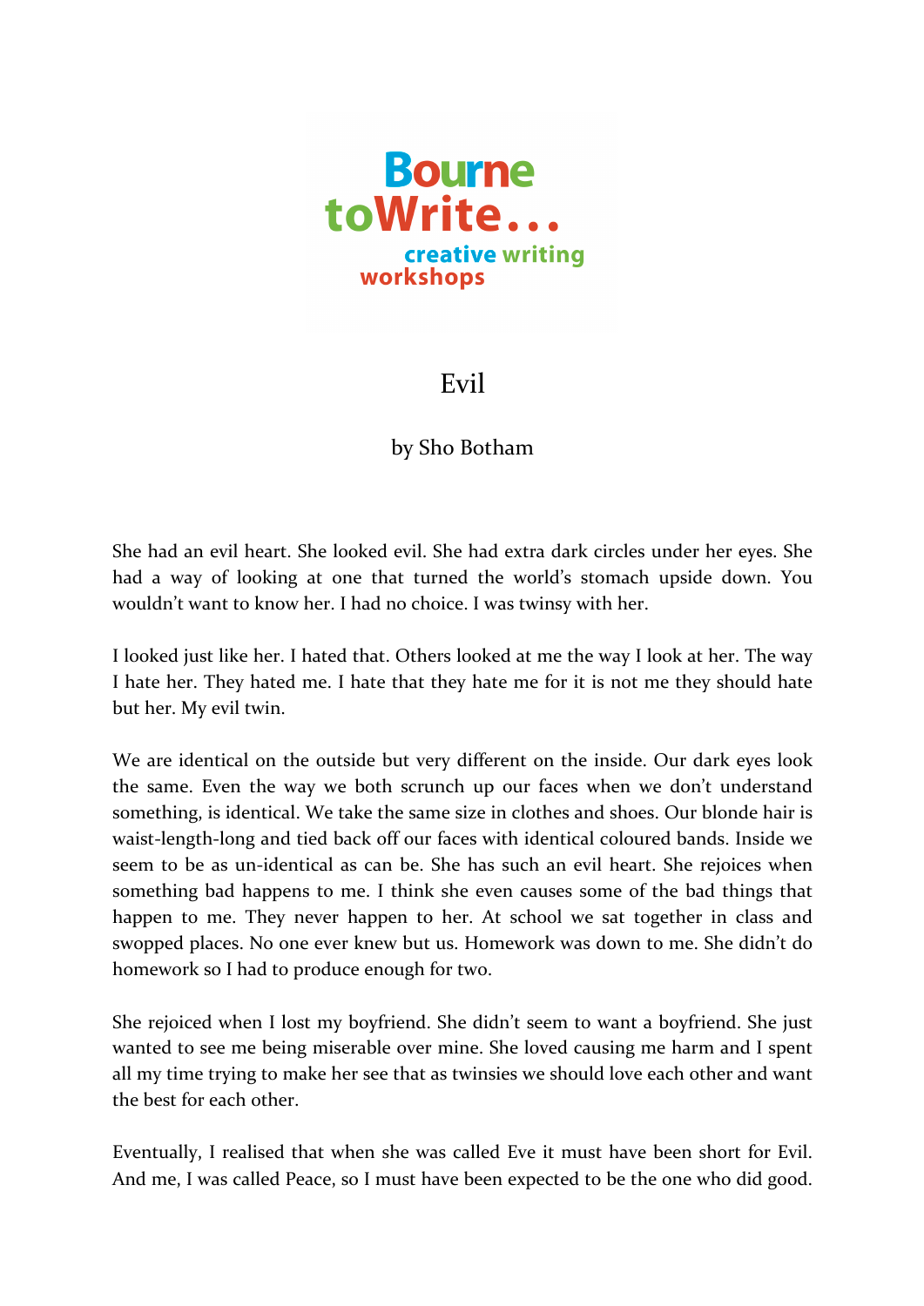Bourne
toWrite...
creative writing
workshops

# Evil

by Sho Botham

She had an evil heart. She looked evil. She had extra dark circles under her eyes. She had a way of looking at one that turned the world's stomach upside down. You wouldn't want to know her. I had no choice. I was twinsy with her.

I looked just like her. I hated that. Others looked at me the way I look at her. The way I hate her. They hated me. I hate that they hate me for it is not me they should hate but her. My evil twin.

We are identical on the outside but very different on the inside. Our dark eyes look the same. Even the way we both scrunch up our faces when we don't understand something, is identical. We take the same size in clothes and shoes. Our blonde hair is waist-length-long and tied back off our faces with identical coloured bands. Inside we seem to be as un-identical as can be. She has such an evil heart. She rejoices when something bad happens to me. I think she even causes some of the bad things that happen to me. They never happen to her. At school we sat together in class and swopped places. No one ever knew but us. Homework was down to me. She didn't do homework so I had to produce enough for two.

She rejoiced when I lost my boyfriend. She didn't seem to want a boyfriend. She just wanted to see me being miserable over mine. She loved causing me harm and I spent all my time trying to make her see that as twinsies we should love each other and want the best for each other.

Eventually, I realised that when she was called Eve it must have been short for Evil. And me, I was called Peace, so I must have been expected to be the one who did good.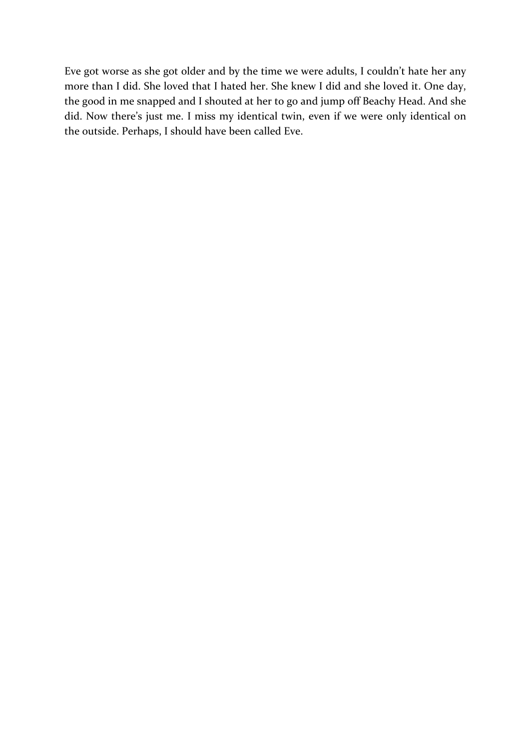Eve got worse as she got older and by the time we were adults, I couldn't hate her any more than I did. She loved that I hated her. She knew I did and she loved it. One day, the good in me snapped and I shouted at her to go and jump off Beachy Head. And she did. Now there's just me. I miss my identical twin, even if we were only identical on the outside. Perhaps, I should have been called Eve.